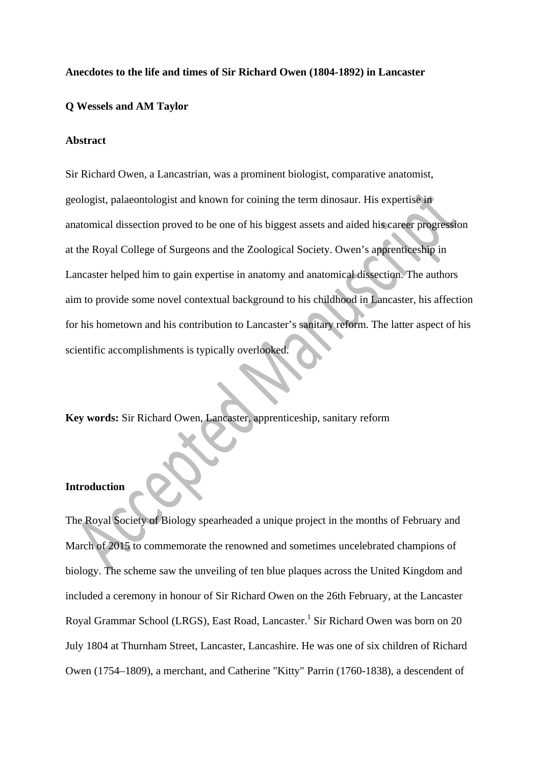# Anecdotes to the life and times of Sir Richard Owen (1804-1892) in Lancaster

**Q Wessels and AM Taylor**

## Abstract

Sir Richard Owen, a Lancastrian, was a prominent biologist, comparative anatomist, geologist, palaeontologist and known for coining the term dinosaur. His expertise in anatomical dissection proved to be one of his biggest assets and aided his career progression at the Royal College of Surgeons and the Zoological Society. Owen's apprenticeship in Lancaster helped him to gain expertise in anatomy and anatomical dissection. The authors aim to provide some novel contextual background to his childhood in Lancaster, his affection for his hometown and his contribution to Lancaster's sanitary reform. The latter aspect of his scientific accomplishments is typically overlooked.

**Key words:** Sir Richard Owen, Lancaster, apprenticeship, sanitary reform

## Introduction

The Royal Society of Biology spearheaded a unique project in the months of February and March of 2015 to commemorate the renowned and sometimes uncelebrated champions of biology. The scheme saw the unveiling of ten blue plaques across the United Kingdom and included a ceremony in honour of Sir Richard Owen on the 26th February, at the Lancaster Royal Grammar School (LRGS), East Road, Lancaster.[1] Sir Richard Owen was born on 20 July 1804 at Thurnham Street, Lancaster, Lancashire. He was one of six children of Richard Owen (1754–1809), a merchant, and Catherine "Kitty" Parrin (1760-1838), a descendent of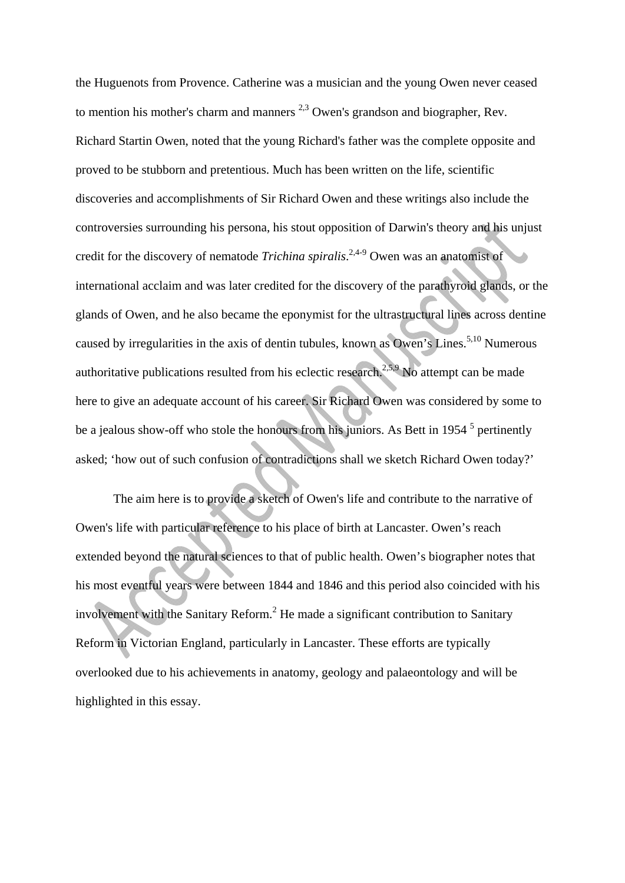the Huguenots from Provence. Catherine was a musician and the young Owen never ceased to mention his mother's charm and manners [2,3] Owen's grandson and biographer, Rev. Richard Startin Owen, noted that the young Richard's father was the complete opposite and proved to be stubborn and pretentious. Much has been written on the life, scientific discoveries and accomplishments of Sir Richard Owen and these writings also include the controversies surrounding his persona, his stout opposition of Darwin's theory and his unjust credit for the discovery of nematode *Trichina spiralis*.[2,4-9] Owen was an anatomist of international acclaim and was later credited for the discovery of the parathyroid glands, or the glands of Owen, and he also became the eponymist for the ultrastructural lines across dentine caused by irregularities in the axis of dentin tubules, known as Owen's Lines.[5,10] Numerous authoritative publications resulted from his eclectic research.[2,5,9] No attempt can be made here to give an adequate account of his career. Sir Richard Owen was considered by some to be a jealous show-off who stole the honours from his juniors. As Bett in 1954 [5] pertinently asked; 'how out of such confusion of contradictions shall we sketch Richard Owen today?'

The aim here is to provide a sketch of Owen's life and contribute to the narrative of Owen's life with particular reference to his place of birth at Lancaster. Owen's reach extended beyond the natural sciences to that of public health. Owen's biographer notes that his most eventful years were between 1844 and 1846 and this period also coincided with his involvement with the Sanitary Reform.[2] He made a significant contribution to Sanitary Reform in Victorian England, particularly in Lancaster. These efforts are typically overlooked due to his achievements in anatomy, geology and palaeontology and will be highlighted in this essay.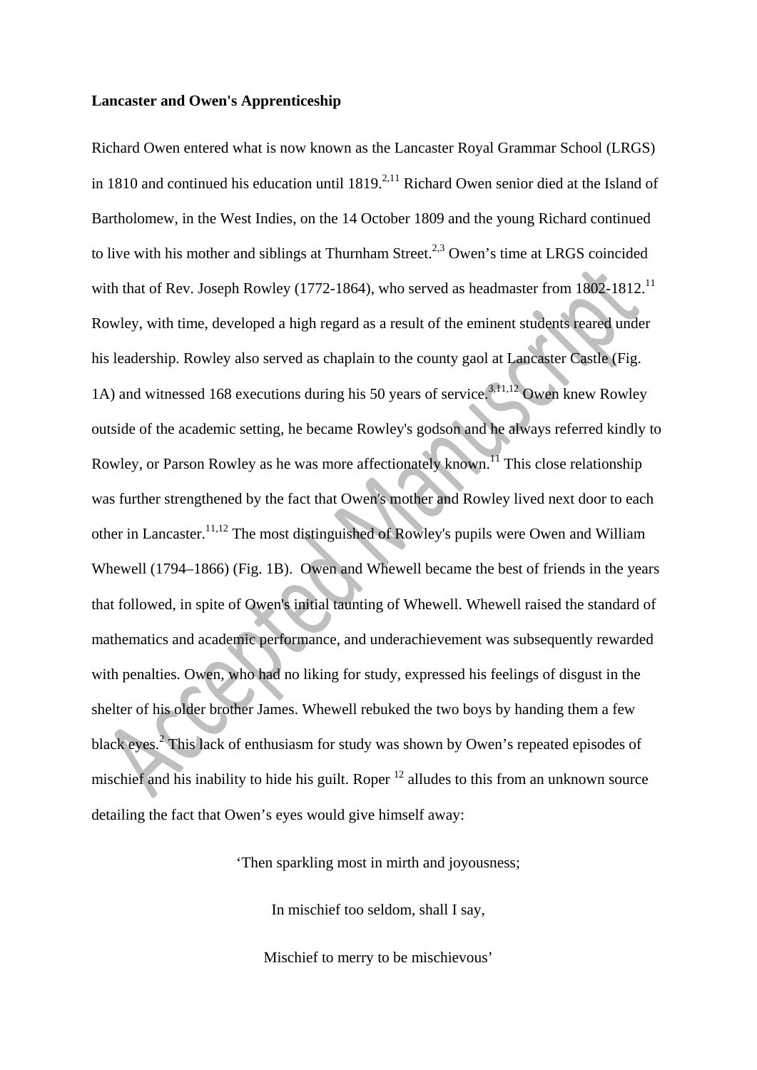**Lancaster and Owen's Apprenticeship**

Richard Owen entered what is now known as the Lancaster Royal Grammar School (LRGS) in 1810 and continued his education until 1819.[2,11] Richard Owen senior died at the Island of Bartholomew, in the West Indies, on the 14 October 1809 and the young Richard continued to live with his mother and siblings at Thurnham Street.[2,3] Owen's time at LRGS coincided with that of Rev. Joseph Rowley (1772-1864), who served as headmaster from 1802-1812.[11] Rowley, with time, developed a high regard as a result of the eminent students reared under his leadership. Rowley also served as chaplain to the county gaol at Lancaster Castle (Fig. 1A) and witnessed 168 executions during his 50 years of service.[3,11,12] Owen knew Rowley outside of the academic setting, he became Rowley's godson and he always referred kindly to Rowley, or Parson Rowley as he was more affectionately known.[11] This close relationship was further strengthened by the fact that Owen's mother and Rowley lived next door to each other in Lancaster.[11,12] The most distinguished of Rowley's pupils were Owen and William Whewell (1794–1866) (Fig. 1B). Owen and Whewell became the best of friends in the years that followed, in spite of Owen's initial taunting of Whewell. Whewell raised the standard of mathematics and academic performance, and underachievement was subsequently rewarded with penalties. Owen, who had no liking for study, expressed his feelings of disgust in the shelter of his older brother James. Whewell rebuked the two boys by handing them a few black eyes.[2] This lack of enthusiasm for study was shown by Owen's repeated episodes of mischief and his inability to hide his guilt. Roper [12] alludes to this from an unknown source detailing the fact that Owen's eyes would give himself away:

> 'Then sparkling most in mirth and joyousness;
>
> In mischief too seldom, shall I say,
>
> Mischief to merry to be mischievous'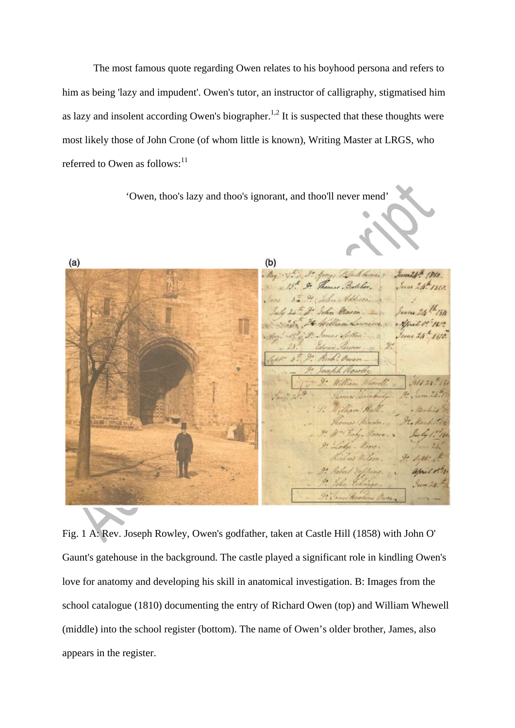The most famous quote regarding Owen relates to his boyhood persona and refers to him as being 'lazy and impudent'. Owen's tutor, an instructor of calligraphy, stigmatised him as lazy and insolent according Owen's biographer.[1,2] It is suspected that these thoughts were most likely those of John Crone (of whom little is known), Writing Master at LRGS, who referred to Owen as follows:[11]

'Owen, thoo's lazy and thoo's ignorant, and thoo'll never mend'

Fig. 1 A: Rev. Joseph Rowley, Owen's godfather, taken at Castle Hill (1858) with John O' Gaunt's gatehouse in the background. The castle played a significant role in kindling Owen's love for anatomy and developing his skill in anatomical investigation. B: Images from the school catalogue (1810) documenting the entry of Richard Owen (top) and William Whewell (middle) into the school register (bottom). The name of Owen's older brother, James, also appears in the register.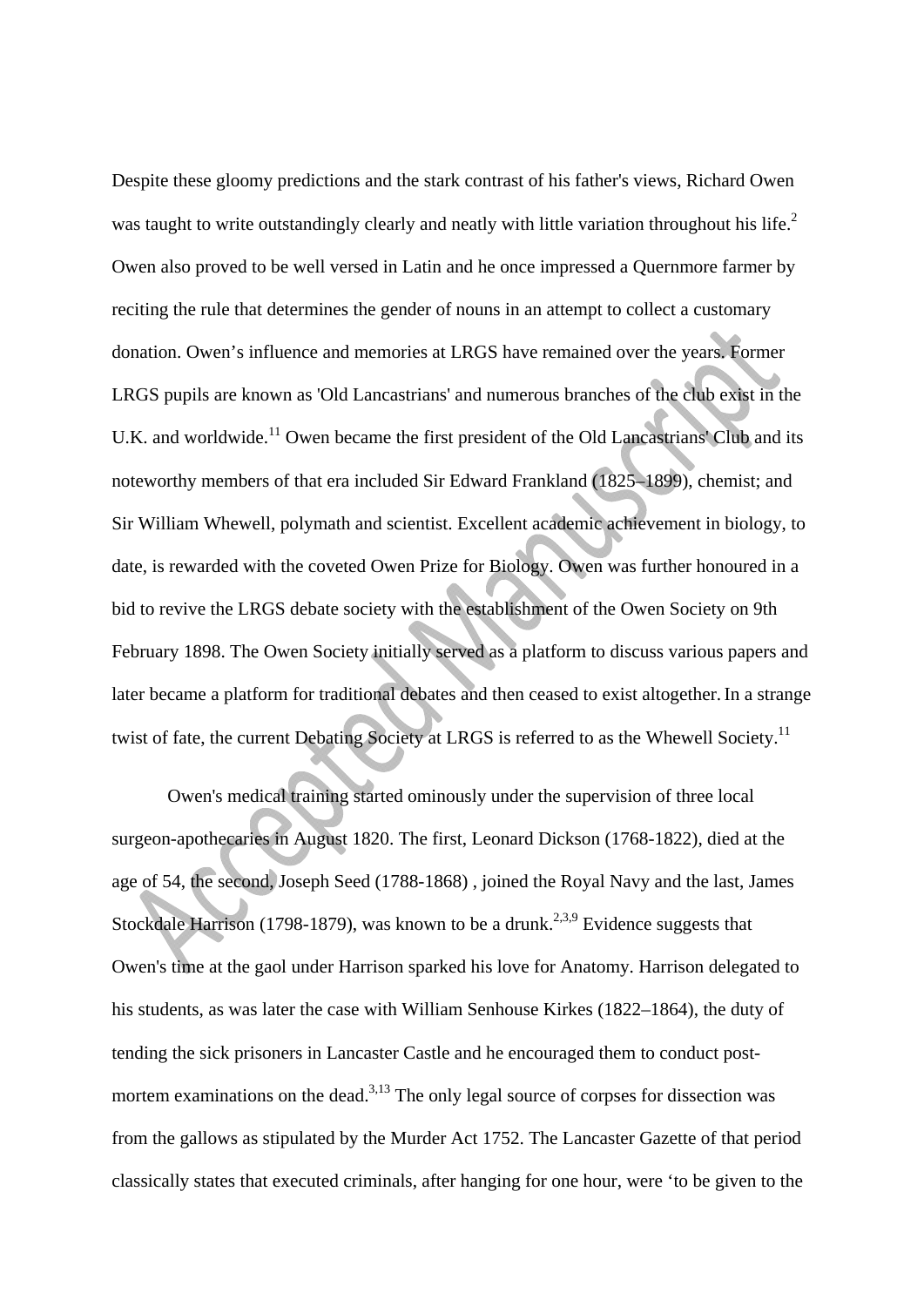Despite these gloomy predictions and the stark contrast of his father's views, Richard Owen was taught to write outstandingly clearly and neatly with little variation throughout his life.[2] Owen also proved to be well versed in Latin and he once impressed a Quernmore farmer by reciting the rule that determines the gender of nouns in an attempt to collect a customary donation. Owen's influence and memories at LRGS have remained over the years. Former LRGS pupils are known as 'Old Lancastrians' and numerous branches of the club exist in the U.K. and worldwide.[11] Owen became the first president of the Old Lancastrians' Club and its noteworthy members of that era included Sir Edward Frankland (1825–1899), chemist; and Sir William Whewell, polymath and scientist. Excellent academic achievement in biology, to date, is rewarded with the coveted Owen Prize for Biology. Owen was further honoured in a bid to revive the LRGS debate society with the establishment of the Owen Society on 9th February 1898. The Owen Society initially served as a platform to discuss various papers and later became a platform for traditional debates and then ceased to exist altogether. In a strange twist of fate, the current Debating Society at LRGS is referred to as the Whewell Society.[11]

Owen's medical training started ominously under the supervision of three local surgeon-apothecaries in August 1820. The first, Leonard Dickson (1768-1822), died at the age of 54, the second, Joseph Seed (1788-1868) , joined the Royal Navy and the last, James Stockdale Harrison (1798-1879), was known to be a drunk.[2,3,9] Evidence suggests that Owen's time at the gaol under Harrison sparked his love for Anatomy. Harrison delegated to his students, as was later the case with William Senhouse Kirkes (1822–1864), the duty of tending the sick prisoners in Lancaster Castle and he encouraged them to conduct post-mortem examinations on the dead.[3,13] The only legal source of corpses for dissection was from the gallows as stipulated by the Murder Act 1752. The Lancaster Gazette of that period classically states that executed criminals, after hanging for one hour, were 'to be given to the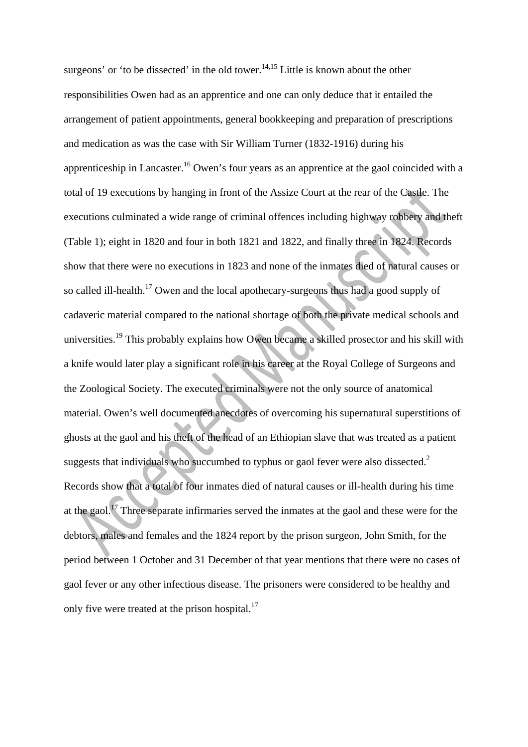surgeons' or 'to be dissected' in the old tower.[14,15] Little is known about the other responsibilities Owen had as an apprentice and one can only deduce that it entailed the arrangement of patient appointments, general bookkeeping and preparation of prescriptions and medication as was the case with Sir William Turner (1832-1916) during his apprenticeship in Lancaster.[16] Owen's four years as an apprentice at the gaol coincided with a total of 19 executions by hanging in front of the Assize Court at the rear of the Castle. The executions culminated a wide range of criminal offences including highway robbery and theft (Table 1); eight in 1820 and four in both 1821 and 1822, and finally three in 1824. Records show that there were no executions in 1823 and none of the inmates died of natural causes or so called ill-health.[17] Owen and the local apothecary-surgeons thus had a good supply of cadaveric material compared to the national shortage of both the private medical schools and universities.[19] This probably explains how Owen became a skilled prosector and his skill with a knife would later play a significant role in his career at the Royal College of Surgeons and the Zoological Society. The executed criminals were not the only source of anatomical material. Owen's well documented anecdotes of overcoming his supernatural superstitions of ghosts at the gaol and his theft of the head of an Ethiopian slave that was treated as a patient suggests that individuals who succumbed to typhus or gaol fever were also dissected.[2] Records show that a total of four inmates died of natural causes or ill-health during his time at the gaol.[17] Three separate infirmaries served the inmates at the gaol and these were for the debtors, males and females and the 1824 report by the prison surgeon, John Smith, for the period between 1 October and 31 December of that year mentions that there were no cases of gaol fever or any other infectious disease. The prisoners were considered to be healthy and only five were treated at the prison hospital.[17]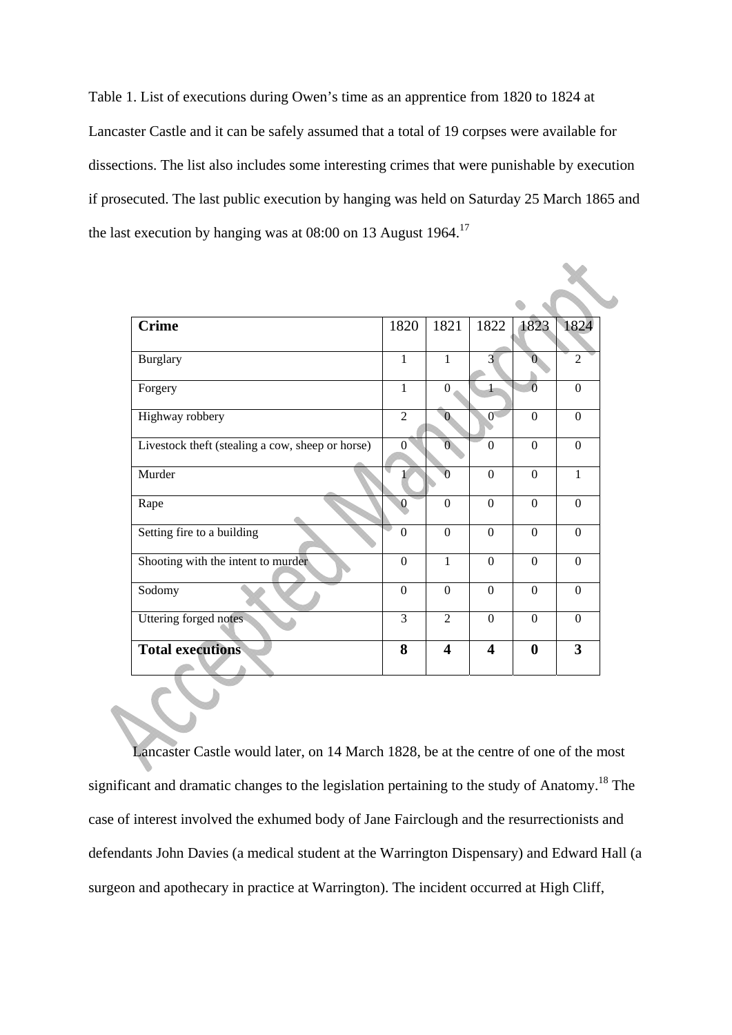Table 1. List of executions during Owen's time as an apprentice from 1820 to 1824 at Lancaster Castle and it can be safely assumed that a total of 19 corpses were available for dissections. The list also includes some interesting crimes that were punishable by execution if prosecuted. The last public execution by hanging was held on Saturday 25 March 1865 and the last execution by hanging was at 08:00 on 13 August 1964.[17]

| Crime | 1820 | 1821 | 1822 | 1823 | 1824 |
|---|---|---|---|---|---|
| Burglary | 1 | 1 | 3 | 0 | 2 |
| Forgery | 1 | 0 | 1 | 0 | 0 |
| Highway robbery | 2 | 0 | 0 | 0 | 0 |
| Livestock theft (stealing a cow, sheep or horse) | 0 | 0 | 0 | 0 | 0 |
| Murder | 1 | 0 | 0 | 0 | 1 |
| Rape | 0 | 0 | 0 | 0 | 0 |
| Setting fire to a building | 0 | 0 | 0 | 0 | 0 |
| Shooting with the intent to murder | 0 | 1 | 0 | 0 | 0 |
| Sodomy | 0 | 0 | 0 | 0 | 0 |
| Uttering forged notes | 3 | 2 | 0 | 0 | 0 |
| **Total executions** | **8** | **4** | **4** | **0** | **3** |

Lancaster Castle would later, on 14 March 1828, be at the centre of one of the most significant and dramatic changes to the legislation pertaining to the study of Anatomy.[18] The case of interest involved the exhumed body of Jane Fairclough and the resurrectionists and defendants John Davies (a medical student at the Warrington Dispensary) and Edward Hall (a surgeon and apothecary in practice at Warrington). The incident occurred at High Cliff,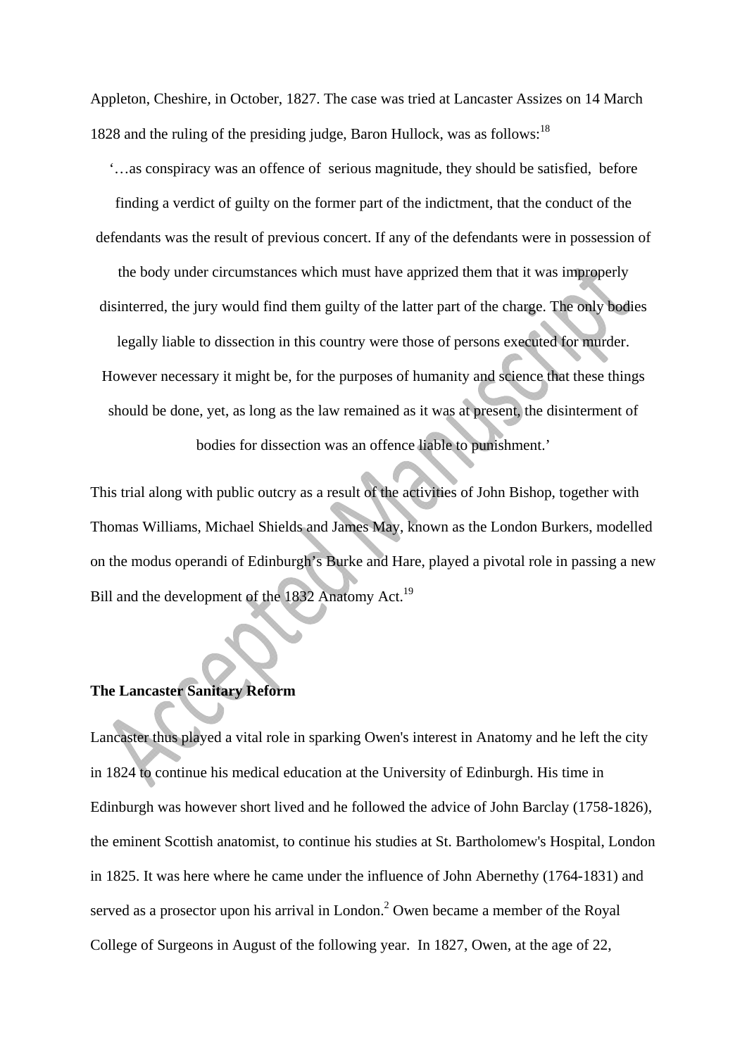Appleton, Cheshire, in October, 1827. The case was tried at Lancaster Assizes on 14 March 1828 and the ruling of the presiding judge, Baron Hullock, was as follows:[18]

> '…as conspiracy was an offence of serious magnitude, they should be satisfied, before finding a verdict of guilty on the former part of the indictment, that the conduct of the defendants was the result of previous concert. If any of the defendants were in possession of the body under circumstances which must have apprized them that it was improperly disinterred, the jury would find them guilty of the latter part of the charge. The only bodies legally liable to dissection in this country were those of persons executed for murder. However necessary it might be, for the purposes of humanity and science that these things should be done, yet, as long as the law remained as it was at present, the disinterment of bodies for dissection was an offence liable to punishment.'

This trial along with public outcry as a result of the activities of John Bishop, together with Thomas Williams, Michael Shields and James May, known as the London Burkers, modelled on the modus operandi of Edinburgh's Burke and Hare, played a pivotal role in passing a new Bill and the development of the 1832 Anatomy Act.[19]

**The Lancaster Sanitary Reform**

Lancaster thus played a vital role in sparking Owen's interest in Anatomy and he left the city in 1824 to continue his medical education at the University of Edinburgh. His time in Edinburgh was however short lived and he followed the advice of John Barclay (1758-1826), the eminent Scottish anatomist, to continue his studies at St. Bartholomew's Hospital, London in 1825. It was here where he came under the influence of John Abernethy (1764-1831) and served as a prosector upon his arrival in London.[2] Owen became a member of the Royal College of Surgeons in August of the following year. In 1827, Owen, at the age of 22,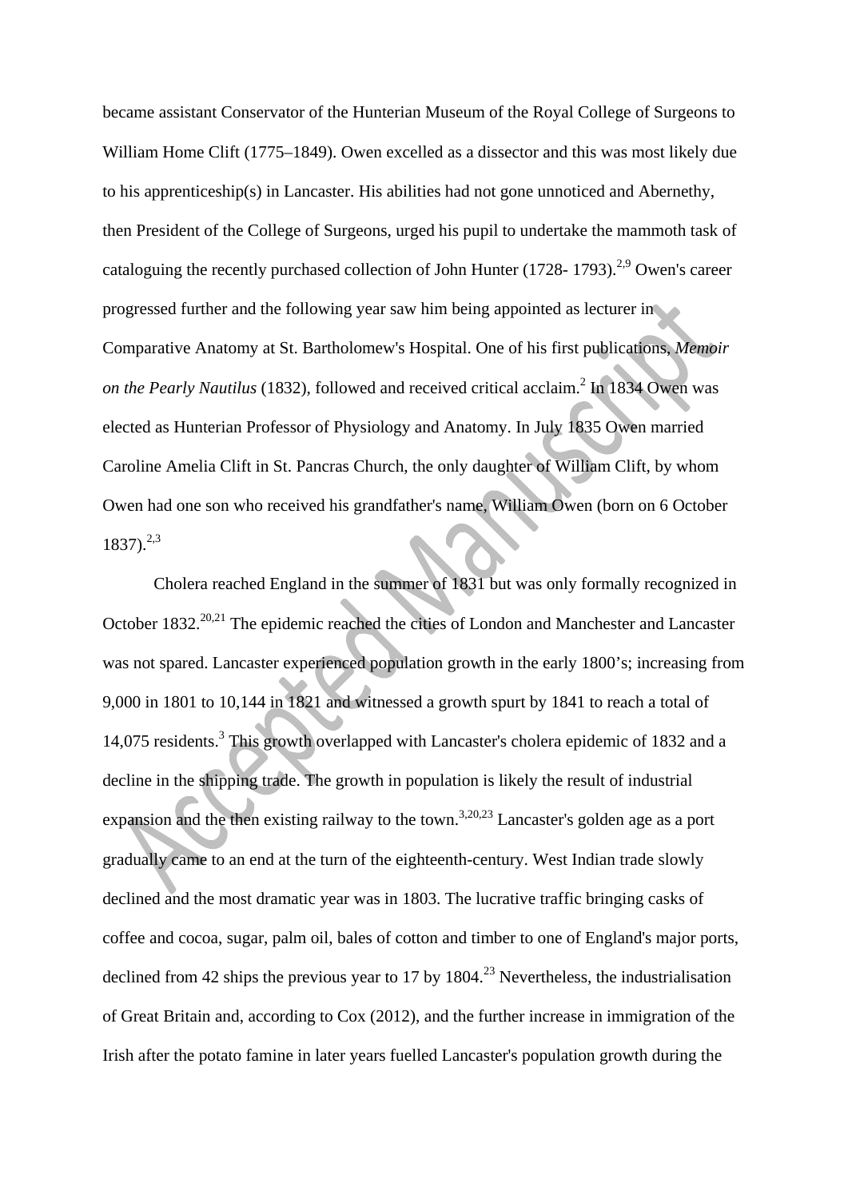became assistant Conservator of the Hunterian Museum of the Royal College of Surgeons to William Home Clift (1775–1849). Owen excelled as a dissector and this was most likely due to his apprenticeship(s) in Lancaster. His abilities had not gone unnoticed and Abernethy, then President of the College of Surgeons, urged his pupil to undertake the mammoth task of cataloguing the recently purchased collection of John Hunter (1728- 1793).[2,9] Owen's career progressed further and the following year saw him being appointed as lecturer in Comparative Anatomy at St. Bartholomew's Hospital. One of his first publications, *Memoir on the Pearly Nautilus* (1832), followed and received critical acclaim.[2] In 1834 Owen was elected as Hunterian Professor of Physiology and Anatomy. In July 1835 Owen married Caroline Amelia Clift in St. Pancras Church, the only daughter of William Clift, by whom Owen had one son who received his grandfather's name, William Owen (born on 6 October 1837).[2,3]

Cholera reached England in the summer of 1831 but was only formally recognized in October 1832.[20,21] The epidemic reached the cities of London and Manchester and Lancaster was not spared. Lancaster experienced population growth in the early 1800's; increasing from 9,000 in 1801 to 10,144 in 1821 and witnessed a growth spurt by 1841 to reach a total of 14,075 residents.[3] This growth overlapped with Lancaster's cholera epidemic of 1832 and a decline in the shipping trade. The growth in population is likely the result of industrial expansion and the then existing railway to the town.[3,20,23] Lancaster's golden age as a port gradually came to an end at the turn of the eighteenth-century. West Indian trade slowly declined and the most dramatic year was in 1803. The lucrative traffic bringing casks of coffee and cocoa, sugar, palm oil, bales of cotton and timber to one of England's major ports, declined from 42 ships the previous year to 17 by 1804.[23] Nevertheless, the industrialisation of Great Britain and, according to Cox (2012), and the further increase in immigration of the Irish after the potato famine in later years fuelled Lancaster's population growth during the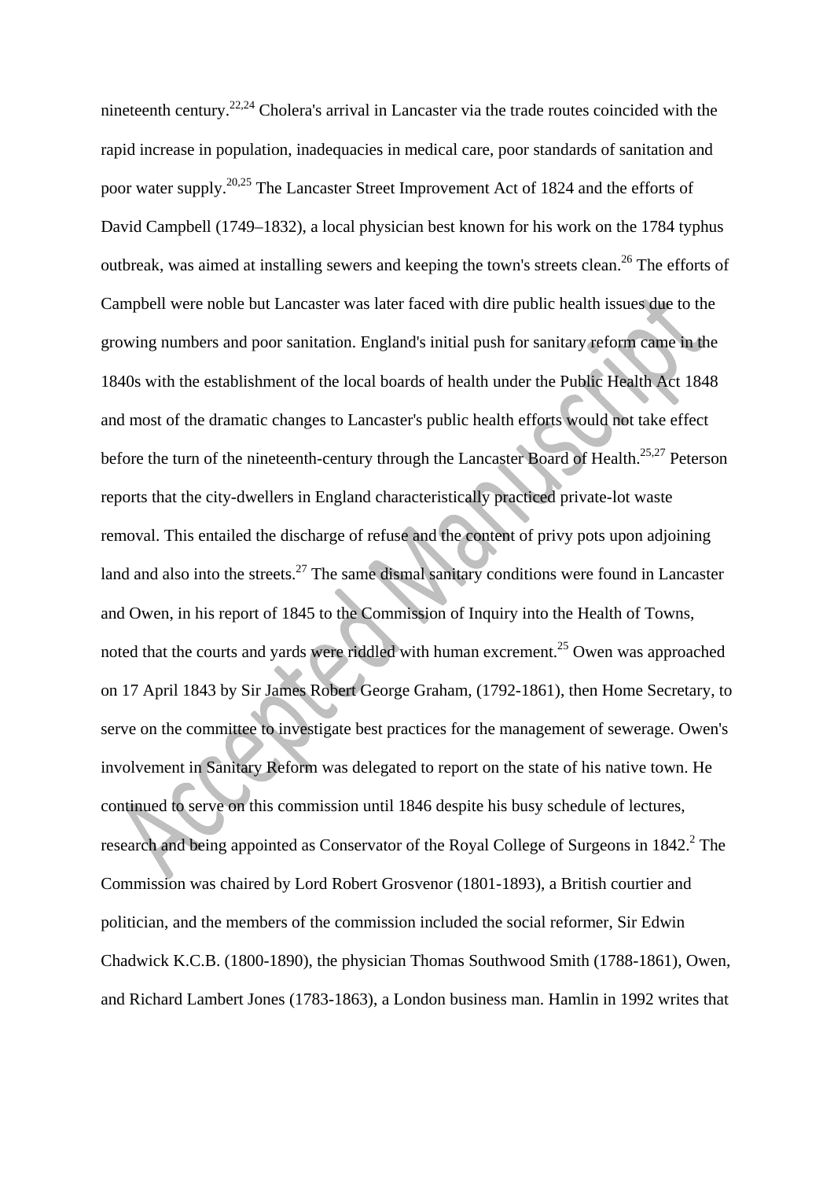nineteenth century.[22,24] Cholera's arrival in Lancaster via the trade routes coincided with the rapid increase in population, inadequacies in medical care, poor standards of sanitation and poor water supply.[20,25] The Lancaster Street Improvement Act of 1824 and the efforts of David Campbell (1749–1832), a local physician best known for his work on the 1784 typhus outbreak, was aimed at installing sewers and keeping the town's streets clean.[26] The efforts of Campbell were noble but Lancaster was later faced with dire public health issues due to the growing numbers and poor sanitation. England's initial push for sanitary reform came in the 1840s with the establishment of the local boards of health under the Public Health Act 1848 and most of the dramatic changes to Lancaster's public health efforts would not take effect before the turn of the nineteenth-century through the Lancaster Board of Health.[25,27] Peterson reports that the city-dwellers in England characteristically practiced private-lot waste removal. This entailed the discharge of refuse and the content of privy pots upon adjoining land and also into the streets.[27] The same dismal sanitary conditions were found in Lancaster and Owen, in his report of 1845 to the Commission of Inquiry into the Health of Towns, noted that the courts and yards were riddled with human excrement.[25] Owen was approached on 17 April 1843 by Sir James Robert George Graham, (1792-1861), then Home Secretary, to serve on the committee to investigate best practices for the management of sewerage. Owen's involvement in Sanitary Reform was delegated to report on the state of his native town. He continued to serve on this commission until 1846 despite his busy schedule of lectures, research and being appointed as Conservator of the Royal College of Surgeons in 1842.[2] The Commission was chaired by Lord Robert Grosvenor (1801-1893), a British courtier and politician, and the members of the commission included the social reformer, Sir Edwin Chadwick K.C.B. (1800-1890), the physician Thomas Southwood Smith (1788-1861), Owen, and Richard Lambert Jones (1783-1863), a London business man. Hamlin in 1992 writes that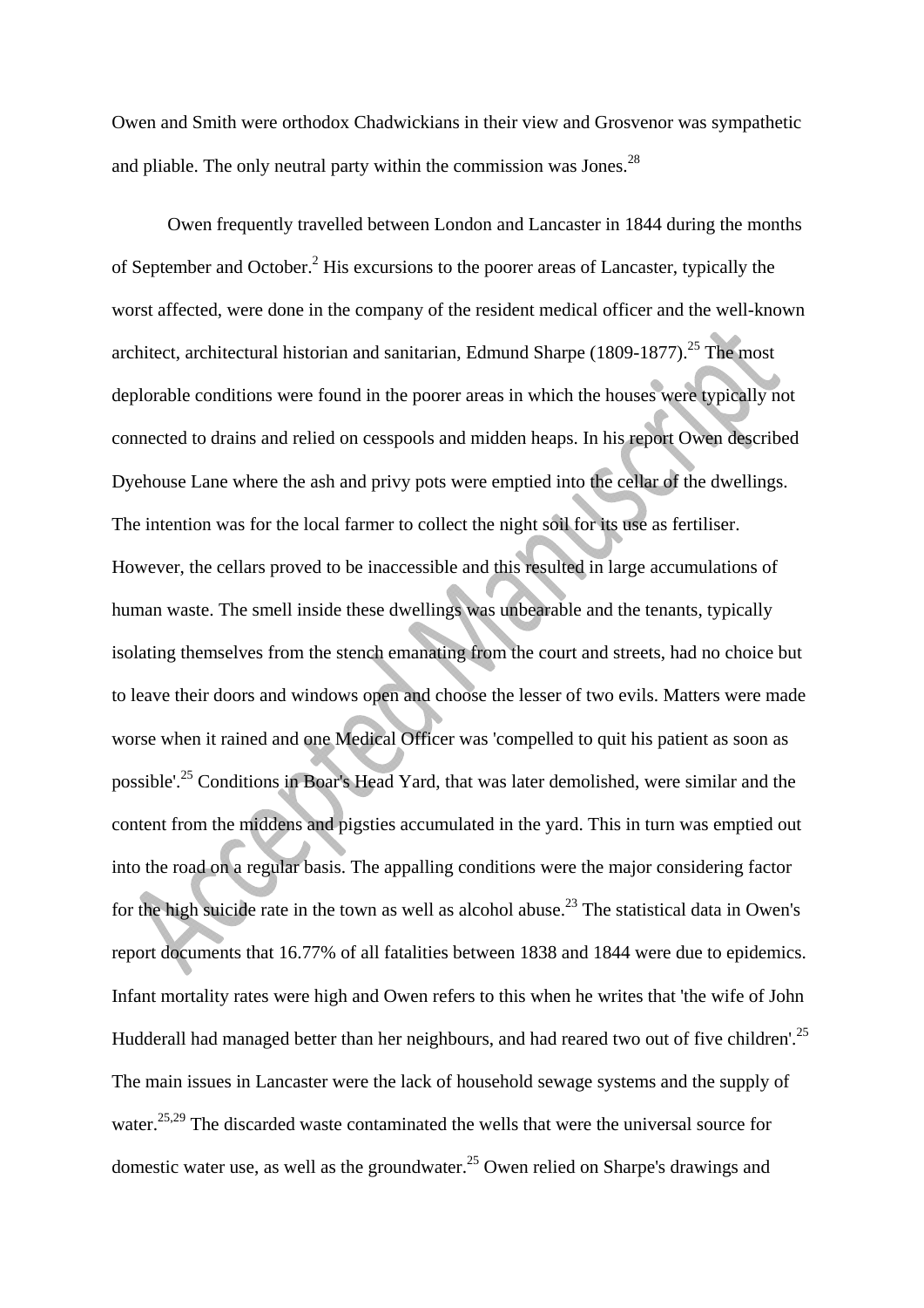Owen and Smith were orthodox Chadwickians in their view and Grosvenor was sympathetic and pliable. The only neutral party within the commission was Jones.[28]

Owen frequently travelled between London and Lancaster in 1844 during the months of September and October.[2] His excursions to the poorer areas of Lancaster, typically the worst affected, were done in the company of the resident medical officer and the well-known architect, architectural historian and sanitarian, Edmund Sharpe (1809-1877).[25] The most deplorable conditions were found in the poorer areas in which the houses were typically not connected to drains and relied on cesspools and midden heaps. In his report Owen described Dyehouse Lane where the ash and privy pots were emptied into the cellar of the dwellings. The intention was for the local farmer to collect the night soil for its use as fertiliser. However, the cellars proved to be inaccessible and this resulted in large accumulations of human waste. The smell inside these dwellings was unbearable and the tenants, typically isolating themselves from the stench emanating from the court and streets, had no choice but to leave their doors and windows open and choose the lesser of two evils. Matters were made worse when it rained and one Medical Officer was 'compelled to quit his patient as soon as possible'.[25] Conditions in Boar's Head Yard, that was later demolished, were similar and the content from the middens and pigsties accumulated in the yard. This in turn was emptied out into the road on a regular basis. The appalling conditions were the major considering factor for the high suicide rate in the town as well as alcohol abuse.[23] The statistical data in Owen's report documents that 16.77% of all fatalities between 1838 and 1844 were due to epidemics. Infant mortality rates were high and Owen refers to this when he writes that 'the wife of John Hudderall had managed better than her neighbours, and had reared two out of five children'.[25] The main issues in Lancaster were the lack of household sewage systems and the supply of water.[25,29] The discarded waste contaminated the wells that were the universal source for domestic water use, as well as the groundwater.[25] Owen relied on Sharpe's drawings and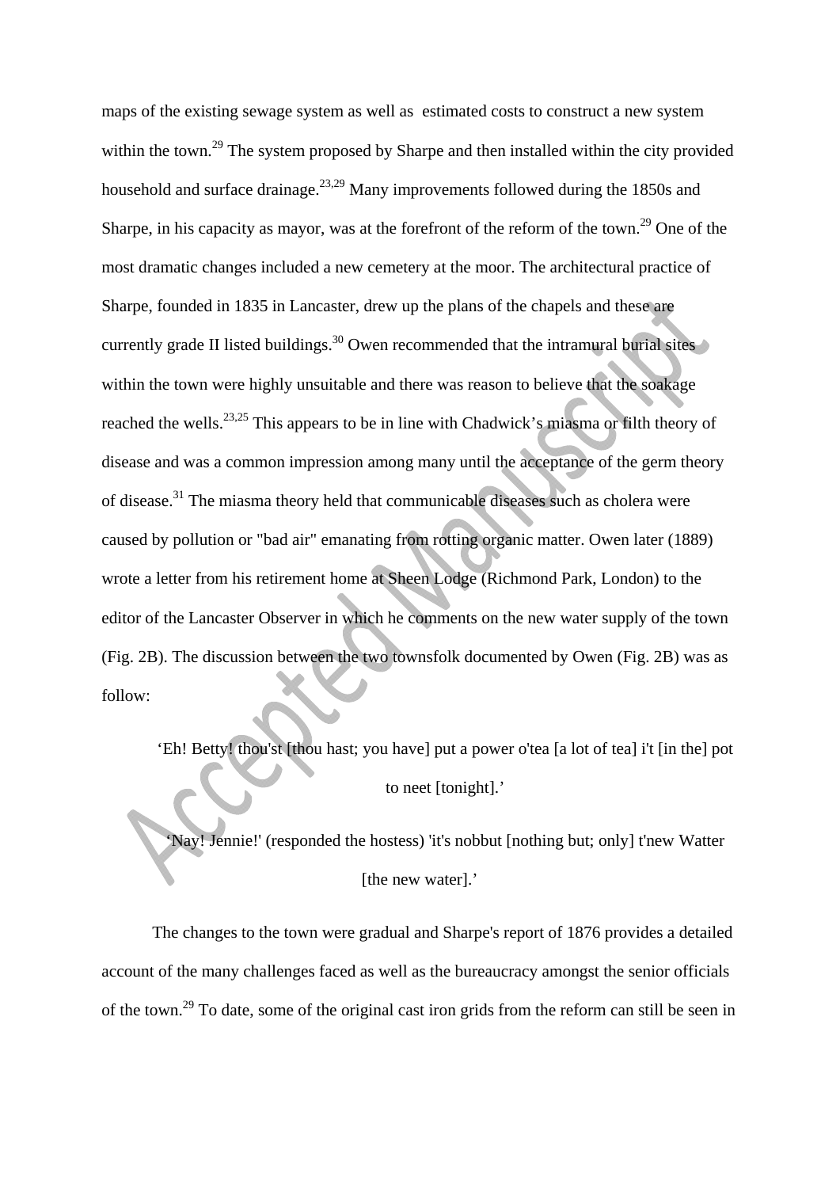maps of the existing sewage system as well as estimated costs to construct a new system within the town.[29] The system proposed by Sharpe and then installed within the city provided household and surface drainage.[23,29] Many improvements followed during the 1850s and Sharpe, in his capacity as mayor, was at the forefront of the reform of the town.[29] One of the most dramatic changes included a new cemetery at the moor. The architectural practice of Sharpe, founded in 1835 in Lancaster, drew up the plans of the chapels and these are currently grade II listed buildings.[30] Owen recommended that the intramural burial sites within the town were highly unsuitable and there was reason to believe that the soakage reached the wells.[23,25] This appears to be in line with Chadwick's miasma or filth theory of disease and was a common impression among many until the acceptance of the germ theory of disease.[31] The miasma theory held that communicable diseases such as cholera were caused by pollution or "bad air" emanating from rotting organic matter. Owen later (1889) wrote a letter from his retirement home at Sheen Lodge (Richmond Park, London) to the editor of the Lancaster Observer in which he comments on the new water supply of the town (Fig. 2B). The discussion between the two townsfolk documented by Owen (Fig. 2B) was as follow:

> 'Eh! Betty! thou'st [thou hast; you have] put a power o'tea [a lot of tea] i't [in the] pot to neet [tonight].'
>
> 'Nay! Jennie!' (responded the hostess) 'it's nobbut [nothing but; only] t'new Watter [the new water].'

The changes to the town were gradual and Sharpe's report of 1876 provides a detailed account of the many challenges faced as well as the bureaucracy amongst the senior officials of the town.[29] To date, some of the original cast iron grids from the reform can still be seen in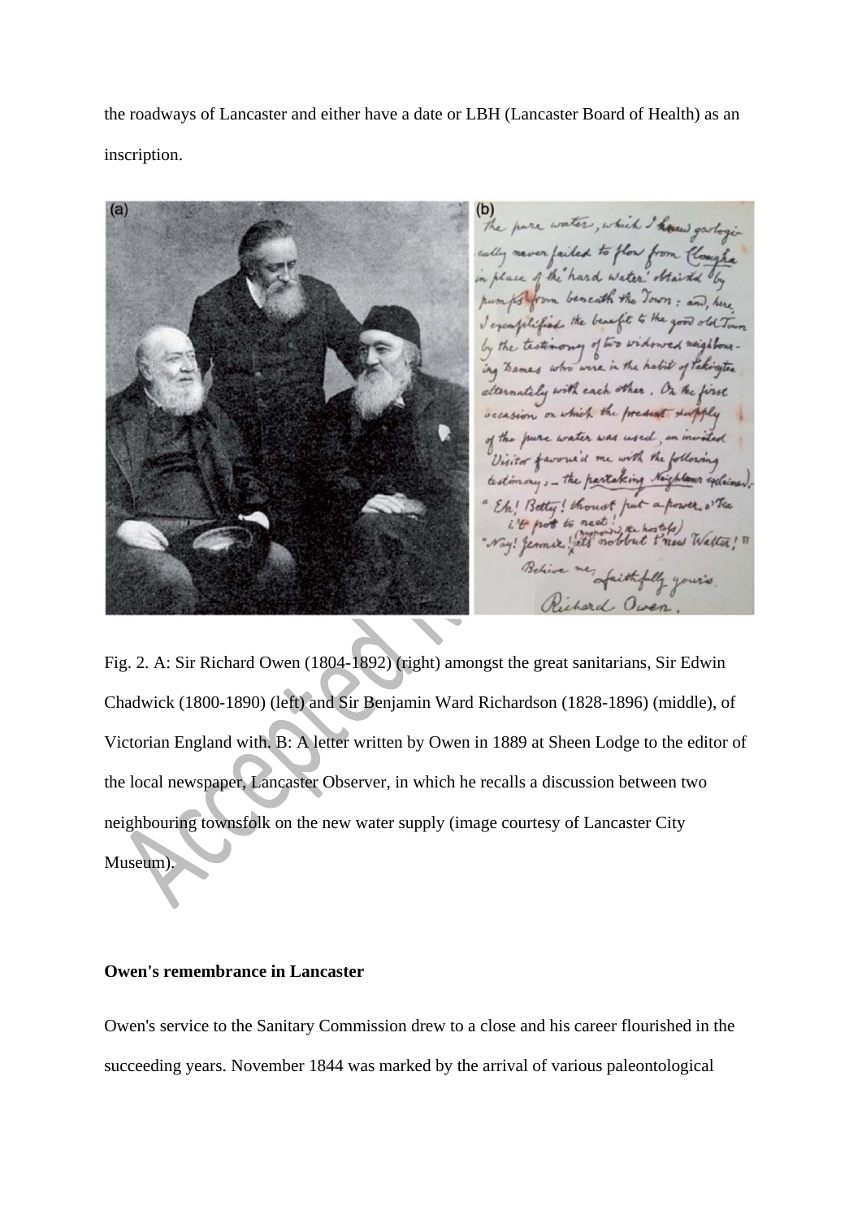the roadways of Lancaster and either have a date or LBH (Lancaster Board of Health) as an inscription.

Fig. 2. A: Sir Richard Owen (1804-1892) (right) amongst the great sanitarians, Sir Edwin Chadwick (1800-1890) (left) and Sir Benjamin Ward Richardson (1828-1896) (middle), of Victorian England with. B: A letter written by Owen in 1889 at Sheen Lodge to the editor of the local newspaper, Lancaster Observer, in which he recalls a discussion between two neighbouring townsfolk on the new water supply (image courtesy of Lancaster City Museum).

**Owen's remembrance in Lancaster**

Owen's service to the Sanitary Commission drew to a close and his career flourished in the succeeding years. November 1844 was marked by the arrival of various paleontological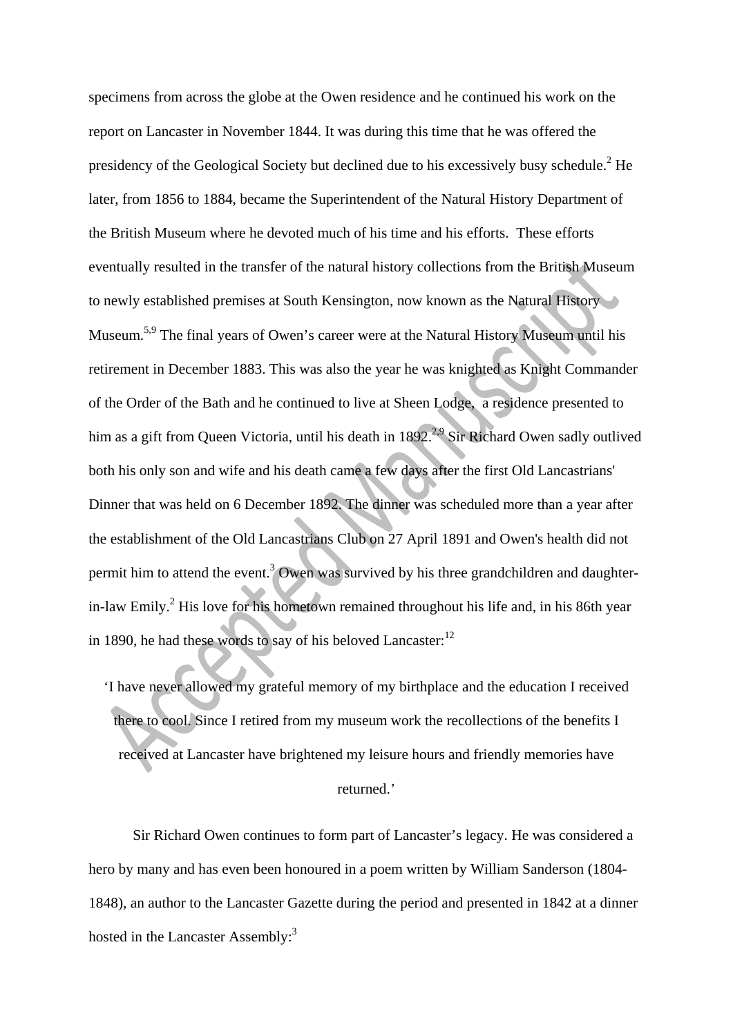specimens from across the globe at the Owen residence and he continued his work on the report on Lancaster in November 1844. It was during this time that he was offered the presidency of the Geological Society but declined due to his excessively busy schedule.[2] He later, from 1856 to 1884, became the Superintendent of the Natural History Department of the British Museum where he devoted much of his time and his efforts. These efforts eventually resulted in the transfer of the natural history collections from the British Museum to newly established premises at South Kensington, now known as the Natural History Museum.[5,9] The final years of Owen's career were at the Natural History Museum until his retirement in December 1883. This was also the year he was knighted as Knight Commander of the Order of the Bath and he continued to live at Sheen Lodge, a residence presented to him as a gift from Queen Victoria, until his death in 1892.[2,9] Sir Richard Owen sadly outlived both his only son and wife and his death came a few days after the first Old Lancastrians' Dinner that was held on 6 December 1892. The dinner was scheduled more than a year after the establishment of the Old Lancastrians Club on 27 April 1891 and Owen's health did not permit him to attend the event.[3] Owen was survived by his three grandchildren and daughter-in-law Emily.[2] His love for his hometown remained throughout his life and, in his 86th year in 1890, he had these words to say of his beloved Lancaster:[12]

> 'I have never allowed my grateful memory of my birthplace and the education I received there to cool. Since I retired from my museum work the recollections of the benefits I received at Lancaster have brightened my leisure hours and friendly memories have returned.'

Sir Richard Owen continues to form part of Lancaster's legacy. He was considered a hero by many and has even been honoured in a poem written by William Sanderson (1804-1848), an author to the Lancaster Gazette during the period and presented in 1842 at a dinner hosted in the Lancaster Assembly:[3]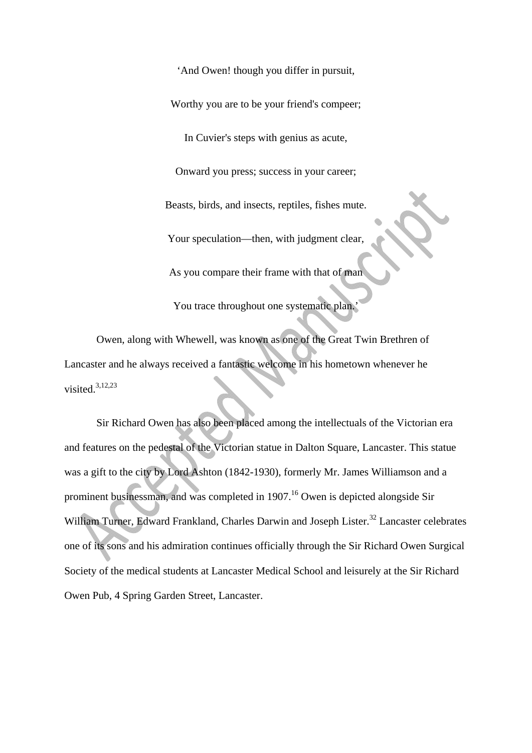'And Owen! though you differ in pursuit,

Worthy you are to be your friend's compeer;

In Cuvier's steps with genius as acute,

Onward you press; success in your career;

Beasts, birds, and insects, reptiles, fishes mute.

Your speculation—then, with judgment clear,

As you compare their frame with that of man

You trace throughout one systematic plan.'

Owen, along with Whewell, was known as one of the Great Twin Brethren of Lancaster and he always received a fantastic welcome in his hometown whenever he visited.[3,12,23]

Sir Richard Owen has also been placed among the intellectuals of the Victorian era and features on the pedestal of the Victorian statue in Dalton Square, Lancaster. This statue was a gift to the city by Lord Ashton (1842-1930), formerly Mr. James Williamson and a prominent businessman, and was completed in 1907.[16] Owen is depicted alongside Sir William Turner, Edward Frankland, Charles Darwin and Joseph Lister.[32] Lancaster celebrates one of its sons and his admiration continues officially through the Sir Richard Owen Surgical Society of the medical students at Lancaster Medical School and leisurely at the Sir Richard Owen Pub, 4 Spring Garden Street, Lancaster.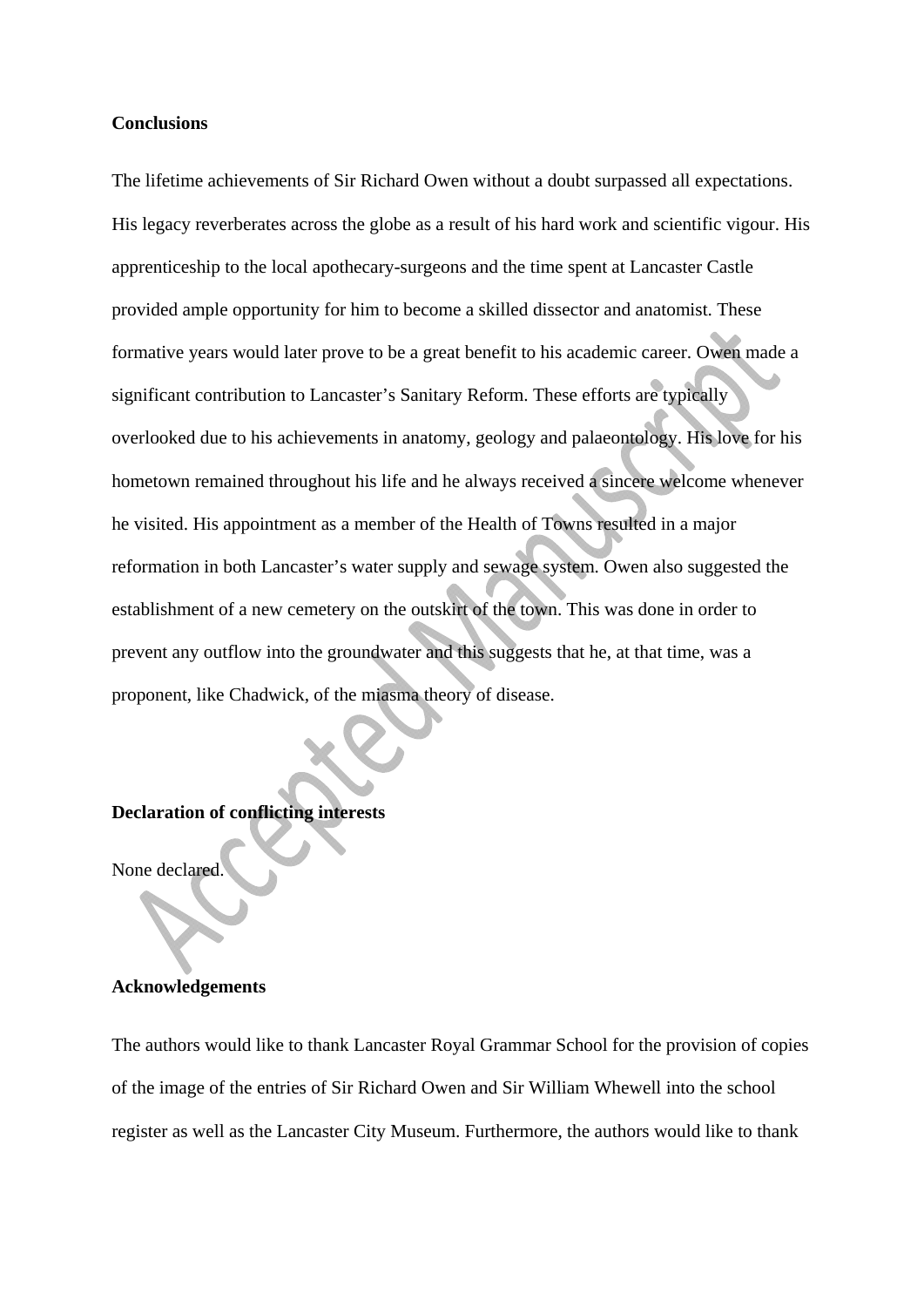**Conclusions**

The lifetime achievements of Sir Richard Owen without a doubt surpassed all expectations. His legacy reverberates across the globe as a result of his hard work and scientific vigour. His apprenticeship to the local apothecary-surgeons and the time spent at Lancaster Castle provided ample opportunity for him to become a skilled dissector and anatomist. These formative years would later prove to be a great benefit to his academic career. Owen made a significant contribution to Lancaster's Sanitary Reform. These efforts are typically overlooked due to his achievements in anatomy, geology and palaeontology. His love for his hometown remained throughout his life and he always received a sincere welcome whenever he visited. His appointment as a member of the Health of Towns resulted in a major reformation in both Lancaster's water supply and sewage system. Owen also suggested the establishment of a new cemetery on the outskirt of the town. This was done in order to prevent any outflow into the groundwater and this suggests that he, at that time, was a proponent, like Chadwick, of the miasma theory of disease.

**Declaration of conflicting interests**

None declared.

**Acknowledgements**

The authors would like to thank Lancaster Royal Grammar School for the provision of copies of the image of the entries of Sir Richard Owen and Sir William Whewell into the school register as well as the Lancaster City Museum. Furthermore, the authors would like to thank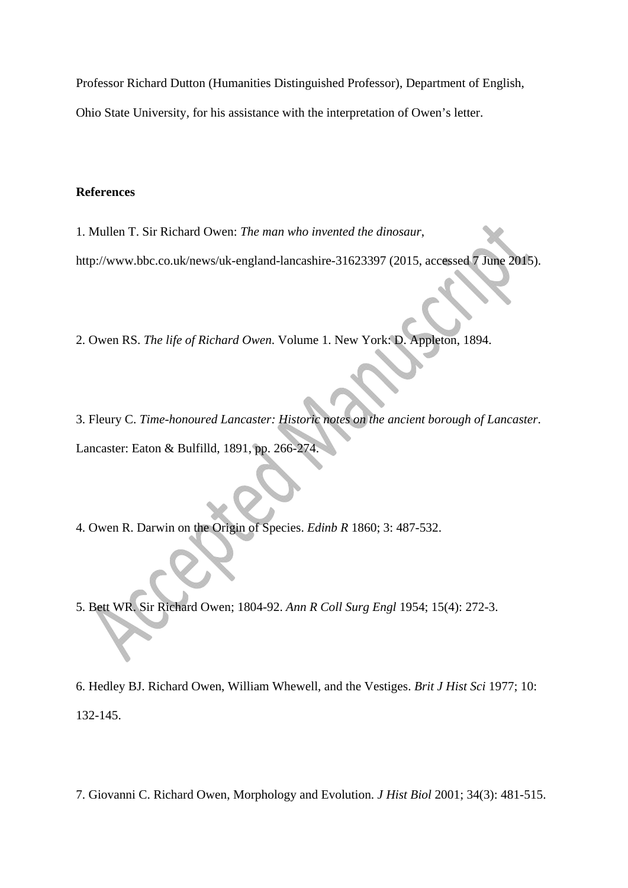Professor Richard Dutton (Humanities Distinguished Professor), Department of English, Ohio State University, for his assistance with the interpretation of Owen's letter.

**References**

1. Mullen T. Sir Richard Owen: *The man who invented the dinosaur*, http://www.bbc.co.uk/news/uk-england-lancashire-31623397 (2015, accessed 7 June 2015).

2. Owen RS. *The life of Richard Owen*. Volume 1. New York: D. Appleton, 1894.

3. Fleury C. *Time-honoured Lancaster: Historic notes on the ancient borough of Lancaster*. Lancaster: Eaton & Bulfilld, 1891, pp. 266-274.

4. Owen R. Darwin on the Origin of Species. *Edinb R* 1860; 3: 487-532.

5. Bett WR. Sir Richard Owen; 1804-92. *Ann R Coll Surg Engl* 1954; 15(4): 272-3.

6. Hedley BJ. Richard Owen, William Whewell, and the Vestiges. *Brit J Hist Sci* 1977; 10: 132-145.

7. Giovanni C. Richard Owen, Morphology and Evolution. *J Hist Biol* 2001; 34(3): 481-515.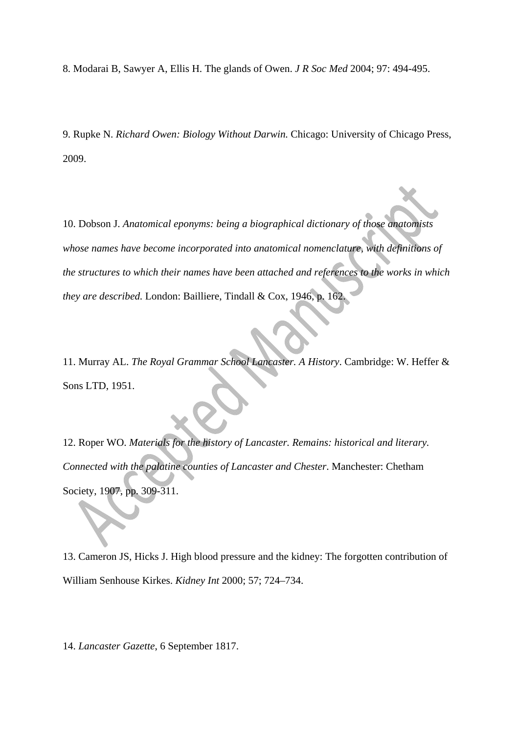8. Modarai B, Sawyer A, Ellis H. The glands of Owen. *J R Soc Med* 2004; 97: 494-495.

9. Rupke N. *Richard Owen: Biology Without Darwin.* Chicago: University of Chicago Press, 2009.

10. Dobson J. *Anatomical eponyms: being a biographical dictionary of those anatomists whose names have become incorporated into anatomical nomenclature, with definitions of the structures to which their names have been attached and references to the works in which they are described.* London: Bailliere, Tindall & Cox, 1946, p. 162.

11. Murray AL. *The Royal Grammar School Lancaster. A History*. Cambridge: W. Heffer & Sons LTD, 1951.

12. Roper WO. *Materials for the history of Lancaster. Remains: historical and literary. Connected with the palatine counties of Lancaster and Chester*. Manchester: Chetham Society, 1907, pp. 309-311.

13. Cameron JS, Hicks J. High blood pressure and the kidney: The forgotten contribution of William Senhouse Kirkes. *Kidney Int* 2000; 57; 724–734.

14. *Lancaster Gazette*, 6 September 1817.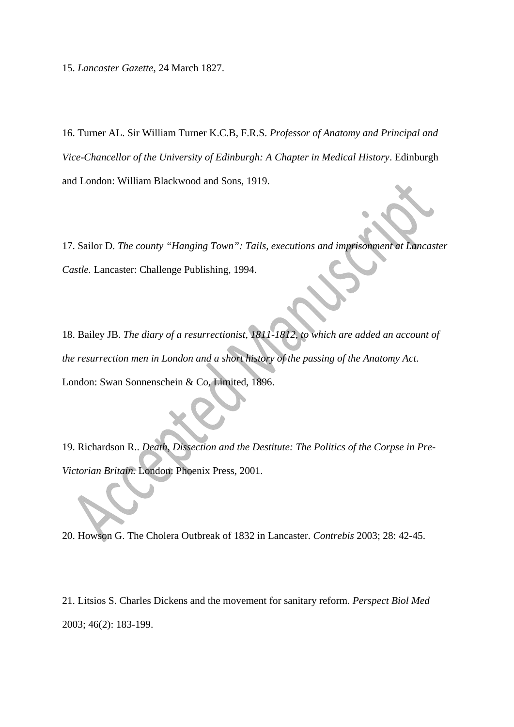15. *Lancaster Gazette*, 24 March 1827.

16. Turner AL. Sir William Turner K.C.B, F.R.S. *Professor of Anatomy and Principal and Vice-Chancellor of the University of Edinburgh: A Chapter in Medical History*. Edinburgh and London: William Blackwood and Sons, 1919.

17. Sailor D. *The county "Hanging Town": Tails, executions and imprisonment at Lancaster Castle.* Lancaster: Challenge Publishing, 1994.

18. Bailey JB. *The diary of a resurrectionist, 1811-1812, to which are added an account of the resurrection men in London and a short history of the passing of the Anatomy Act.* London: Swan Sonnenschein & Co, Limited, 1896.

19. Richardson R.. *Death, Dissection and the Destitute: The Politics of the Corpse in Pre-Victorian Britain.* London: Phoenix Press, 2001.

20. Howson G. The Cholera Outbreak of 1832 in Lancaster. *Contrebis* 2003; 28: 42-45.

21. Litsios S. Charles Dickens and the movement for sanitary reform. *Perspect Biol Med* 2003; 46(2): 183-199.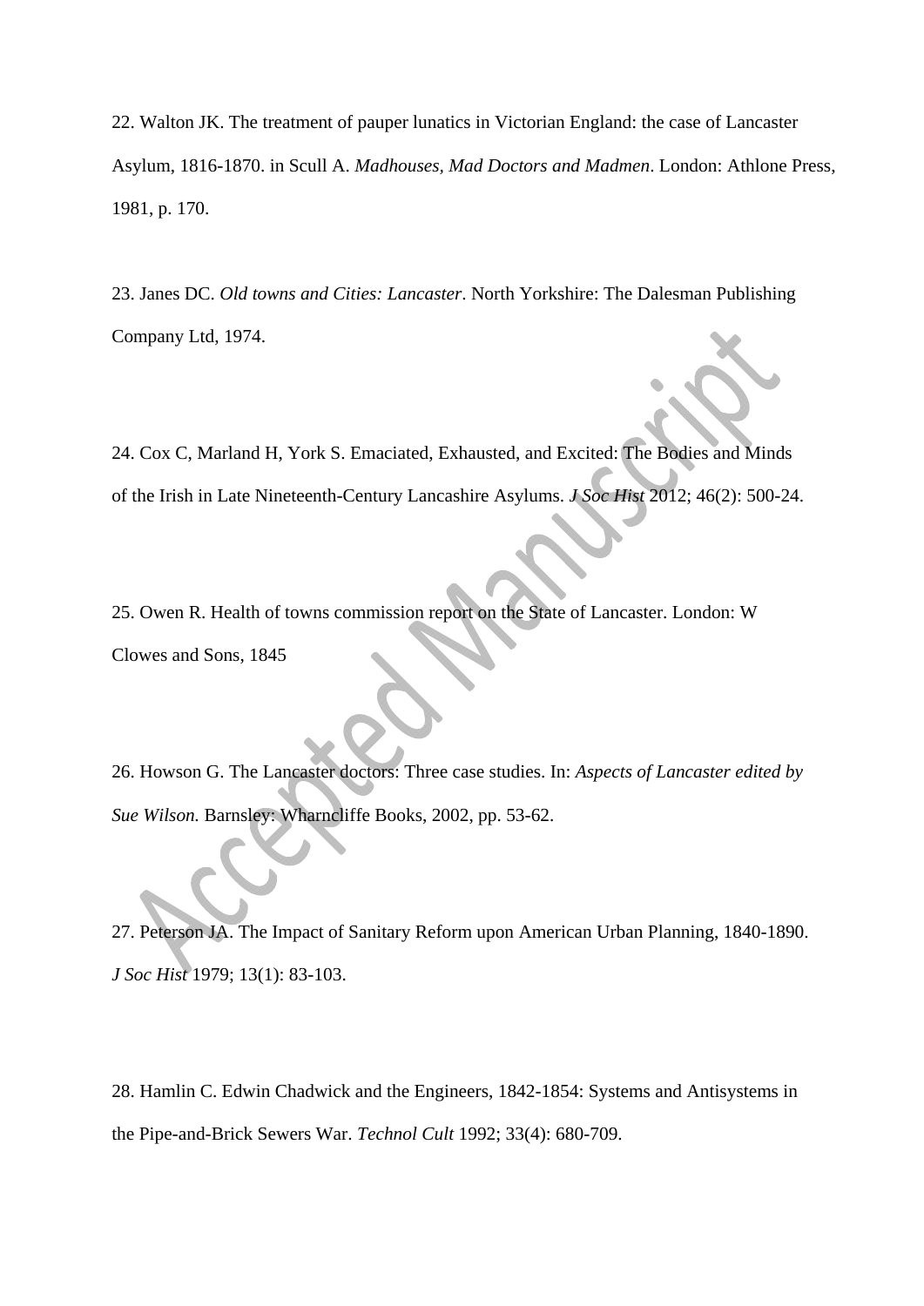22. Walton JK. The treatment of pauper lunatics in Victorian England: the case of Lancaster Asylum, 1816-1870. in Scull A. *Madhouses, Mad Doctors and Madmen*. London: Athlone Press, 1981, p. 170.

23. Janes DC. *Old towns and Cities: Lancaster*. North Yorkshire: The Dalesman Publishing Company Ltd, 1974.

24. Cox C, Marland H, York S. Emaciated, Exhausted, and Excited: The Bodies and Minds of the Irish in Late Nineteenth-Century Lancashire Asylums. *J Soc Hist* 2012; 46(2): 500-24.

25. Owen R. Health of towns commission report on the State of Lancaster. London: W Clowes and Sons, 1845

26. Howson G. The Lancaster doctors: Three case studies. In: *Aspects of Lancaster edited by Sue Wilson.* Barnsley: Wharncliffe Books, 2002, pp. 53-62.

27. Peterson JA. The Impact of Sanitary Reform upon American Urban Planning, 1840-1890. *J Soc Hist* 1979; 13(1): 83-103.

28. Hamlin C. Edwin Chadwick and the Engineers, 1842-1854: Systems and Antisystems in the Pipe-and-Brick Sewers War. *Technol Cult* 1992; 33(4): 680-709.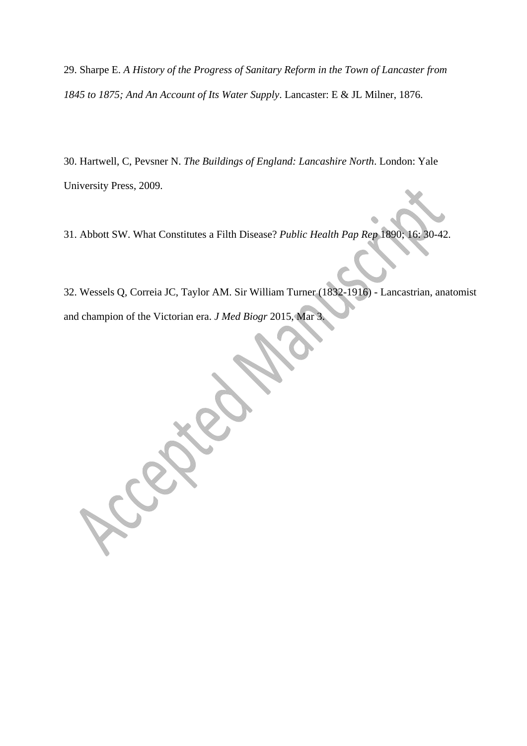29. Sharpe E. *A History of the Progress of Sanitary Reform in the Town of Lancaster from 1845 to 1875; And An Account of Its Water Supply*. Lancaster: E & JL Milner, 1876.

30. Hartwell, C, Pevsner N. *The Buildings of England: Lancashire North*. London: Yale University Press, 2009.

31. Abbott SW. What Constitutes a Filth Disease? *Public Health Pap Rep* 1890; 16: 30-42.

32. Wessels Q, Correia JC, Taylor AM. Sir William Turner (1832-1916) - Lancastrian, anatomist and champion of the Victorian era. *J Med Biogr* 2015, Mar 3.